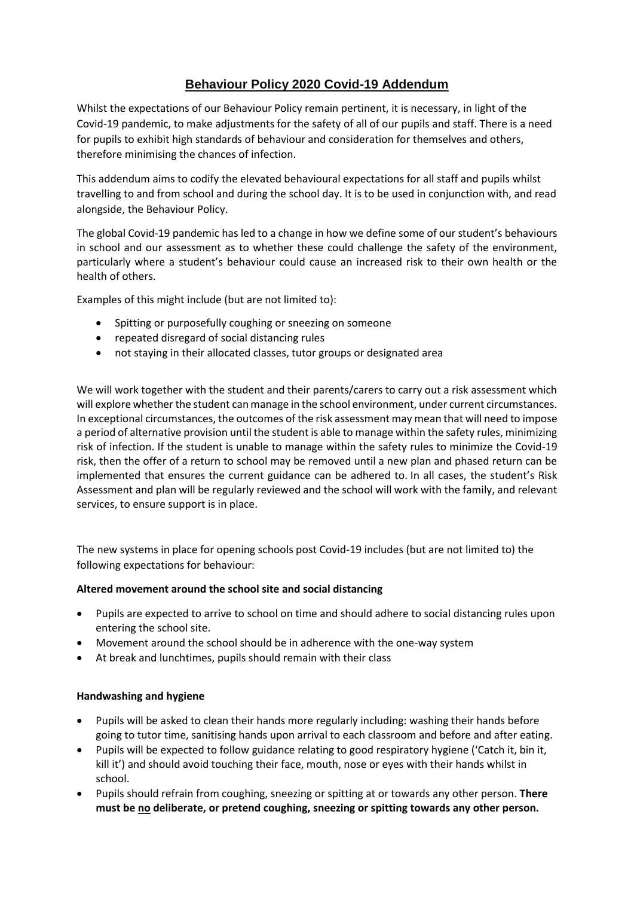# Behaviour Policy 2020 Covid-19 Addendum

Whilst the expectations of our Behaviour Policy remain pertinent, it is necessary, in light of the Covid-19 pandemic, to make adjustments for the safety of all of our pupils and staff. There is a need for pupils to exhibit high standards of behaviour and consideration for themselves and others, therefore minimising the chances of infection.

This addendum aims to codify the elevated behavioural expectations for all staff and pupils whilst travelling to and from school and during the school day. It is to be used in conjunction with, and read alongside, the Behaviour Policy.

The global Covid-19 pandemic has led to a change in how we define some of our student's behaviours in school and our assessment as to whether these could challenge the safety of the environment, particularly where a student's behaviour could cause an increased risk to their own health or the health of others.

Examples of this might include (but are not limited to):

- Spitting or purposefully coughing or sneezing on someone
- repeated disregard of social distancing rules
- not staying in their allocated classes, tutor groups or designated area

We will work together with the student and their parents/carers to carry out a risk assessment which will explore whether the student can manage in the school environment, under current circumstances. In exceptional circumstances, the outcomes of the risk assessment may mean that will need to impose a period of alternative provision until the student is able to manage within the safety rules, minimizing risk of infection. If the student is unable to manage within the safety rules to minimize the Covid-19 risk, then the offer of a return to school may be removed until a new plan and phased return can be implemented that ensures the current guidance can be adhered to. In all cases, the student's Risk Assessment and plan will be regularly reviewed and the school will work with the family, and relevant services, to ensure support is in place.

The new systems in place for opening schools post Covid-19 includes (but are not limited to) the following expectations for behaviour:

**Altered movement around the school site and social distancing**

- Pupils are expected to arrive to school on time and should adhere to social distancing rules upon entering the school site.
- Movement around the school should be in adherence with the one-way system
- At break and lunchtimes, pupils should remain with their class

**Handwashing and hygiene**

- Pupils will be asked to clean their hands more regularly including: washing their hands before going to tutor time, sanitising hands upon arrival to each classroom and before and after eating.
- Pupils will be expected to follow guidance relating to good respiratory hygiene ('Catch it, bin it, kill it') and should avoid touching their face, mouth, nose or eyes with their hands whilst in school.
- Pupils should refrain from coughing, sneezing or spitting at or towards any other person. **There must be <u>no</u> deliberate, or pretend coughing, sneezing or spitting towards any other person.**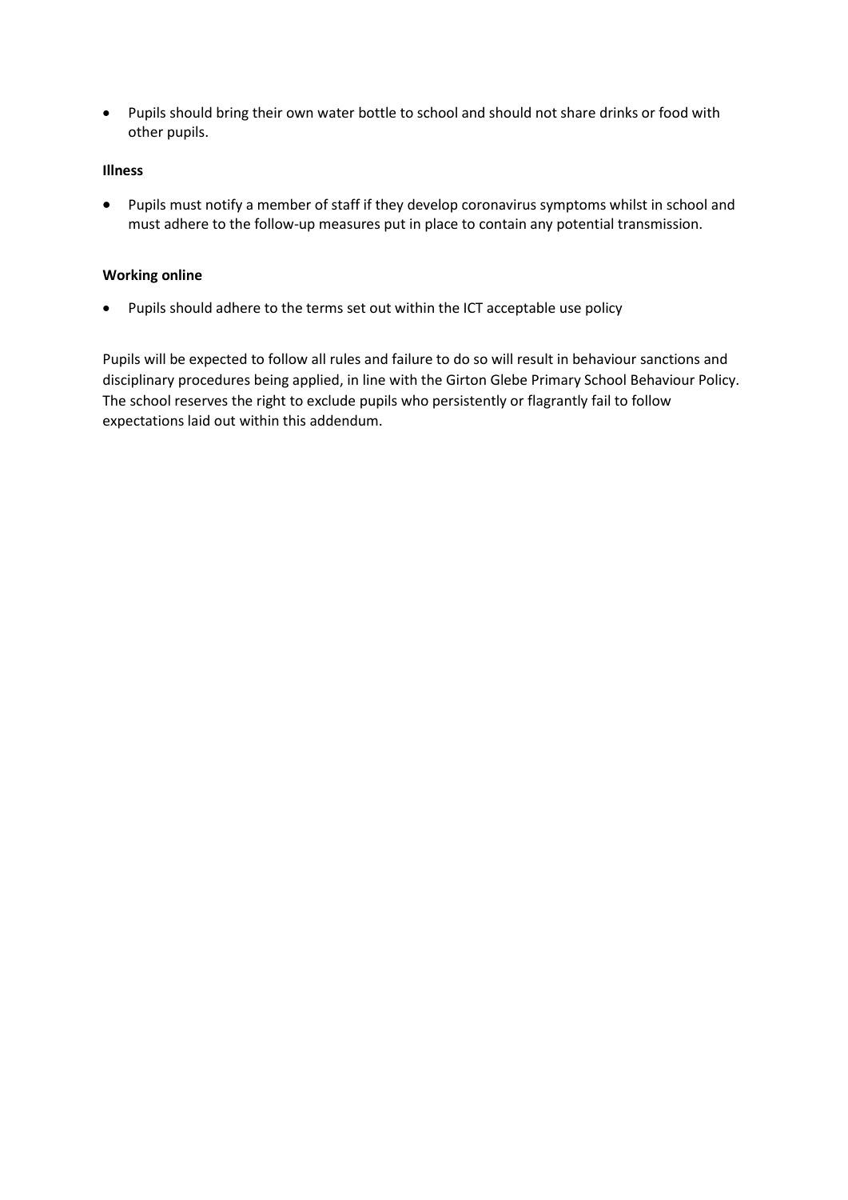- Pupils should bring their own water bottle to school and should not share drinks or food with other pupils.

**Illness**

- Pupils must notify a member of staff if they develop coronavirus symptoms whilst in school and must adhere to the follow-up measures put in place to contain any potential transmission.

**Working online**

- Pupils should adhere to the terms set out within the ICT acceptable use policy

Pupils will be expected to follow all rules and failure to do so will result in behaviour sanctions and disciplinary procedures being applied, in line with the Girton Glebe Primary School Behaviour Policy. The school reserves the right to exclude pupils who persistently or flagrantly fail to follow expectations laid out within this addendum.